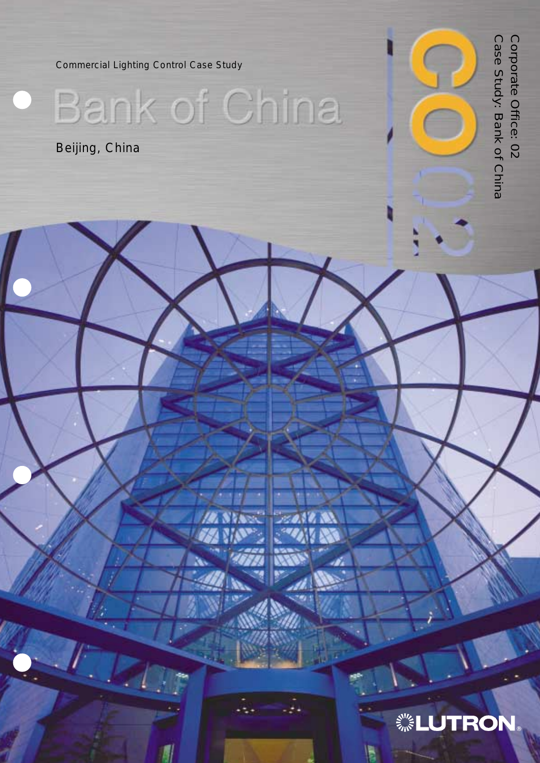Commercial Lighting Control Case Study

# Bank of China

Beijing, China

Corporate Office: 02
Case Study: Bank of China

CO02

LUTRON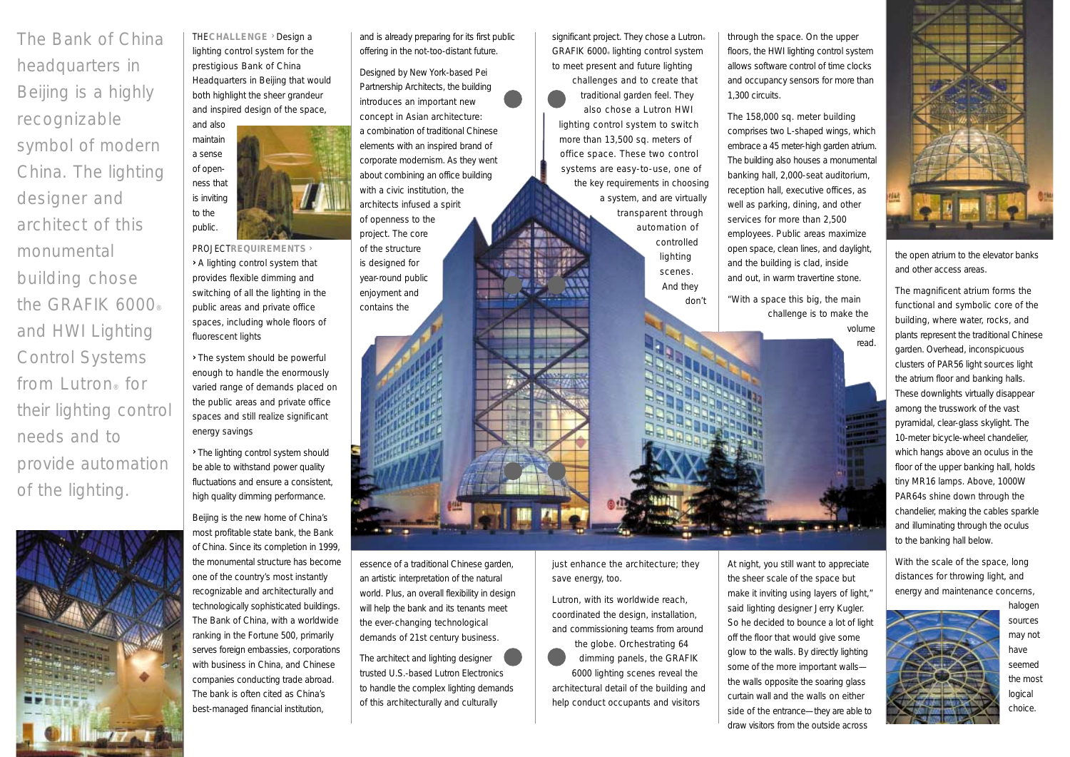The Bank of China headquarters in Beijing is a highly recognizable symbol of modern China. The lighting designer and architect of this monumental building chose the GRAFIK 6000® and HWI Lighting Control Systems from Lutron® for their lighting control needs and to provide automation of the lighting.

**THE CHALLENGE ›** Design a lighting control system for the prestigious Bank of China Headquarters in Beijing that would both highlight the sheer grandeur and inspired design of the space, and also maintain a sense of openness that is inviting to the public.

**PROJECT REQUIREMENTS ›**

› A lighting control system that provides flexible dimming and switching of all the lighting in the public areas and private office spaces, including whole floors of fluorescent lights

› The system should be powerful enough to handle the enormously varied range of demands placed on the public areas and private office spaces and still realize significant energy savings

› The lighting control system should be able to withstand power quality fluctuations and ensure a consistent, high quality dimming performance.

Beijing is the new home of China's most profitable state bank, the Bank of China. Since its completion in 1999, the monumental structure has become one of the country's most instantly recognizable and architecturally and technologically sophisticated buildings. The Bank of China, with a worldwide ranking in the Fortune 500, primarily serves foreign embassies, corporations with business in China, and Chinese companies conducting trade abroad. The bank is often cited as China's best-managed financial institution, and is already preparing for its first public offering in the not-too-distant future.

Designed by New York-based Pei Partnership Architects, the building introduces an important new concept in Asian architecture: a combination of traditional Chinese elements with an inspired brand of corporate modernism. As they went about combining an office building with a civic institution, the architects infused a spirit of openness to the project. The core of the structure is designed for year-round public enjoyment and contains the essence of a traditional Chinese garden, an artistic interpretation of the natural world. Plus, an overall flexibility in design will help the bank and its tenants meet the ever-changing technological demands of 21st century business.

The architect and lighting designer trusted U.S.-based Lutron Electronics to handle the complex lighting demands of this architecturally and culturally significant project. They chose a Lutron® GRAFIK 6000® lighting control system to meet present and future lighting challenges and to create that traditional garden feel. They also chose a Lutron HWI lighting control system to switch more than 13,500 sq. meters of office space. These two control systems are easy-to-use, one of the key requirements in choosing a system, and are virtually transparent through automation of controlled lighting scenes. And they don't just enhance the architecture; they save energy, too.

Lutron, with its worldwide reach, coordinated the design, installation, and commissioning teams from around the globe. Orchestrating 64 dimming panels, the GRAFIK 6000 lighting scenes reveal the architectural detail of the building and help conduct occupants and visitors through the space. On the upper floors, the HWI lighting control system allows software control of time clocks and occupancy sensors for more than 1,300 circuits.

The 158,000 sq. meter building comprises two L-shaped wings, which embrace a 45 meter-high garden atrium. The building also houses a monumental banking hall, 2,000-seat auditorium, reception hall, executive offices, as well as parking, dining, and other services for more than 2,500 employees. Public areas maximize open space, clean lines, and daylight, and the building is clad, inside and out, in warm travertine stone.

"With a space this big, the main challenge is to make the volume read. At night, you still want to appreciate the sheer scale of the space but make it inviting using layers of light," said lighting designer Jerry Kugler. So he decided to bounce a lot of light off the floor that would give some glow to the walls. By directly lighting some of the more important walls—the walls opposite the soaring glass curtain wall and the walls on either side of the entrance—they are able to draw visitors from the outside across the open atrium to the elevator banks and other access areas.

The magnificent atrium forms the functional and symbolic core of the building, where water, rocks, and plants represent the traditional Chinese garden. Overhead, inconspicuous clusters of PAR56 light sources light the atrium floor and banking halls. These downlights virtually disappear among the trusswork of the vast pyramidal, clear-glass skylight. The 10-meter bicycle-wheel chandelier, which hangs above an oculus in the floor of the upper banking hall, holds tiny MR16 lamps. Above, 1000W PAR64s shine down through the chandelier, making the cables sparkle and illuminating through the oculus to the banking hall below.

With the scale of the space, long distances for throwing light, and energy and maintenance concerns, halogen sources may not have seemed the most logical choice.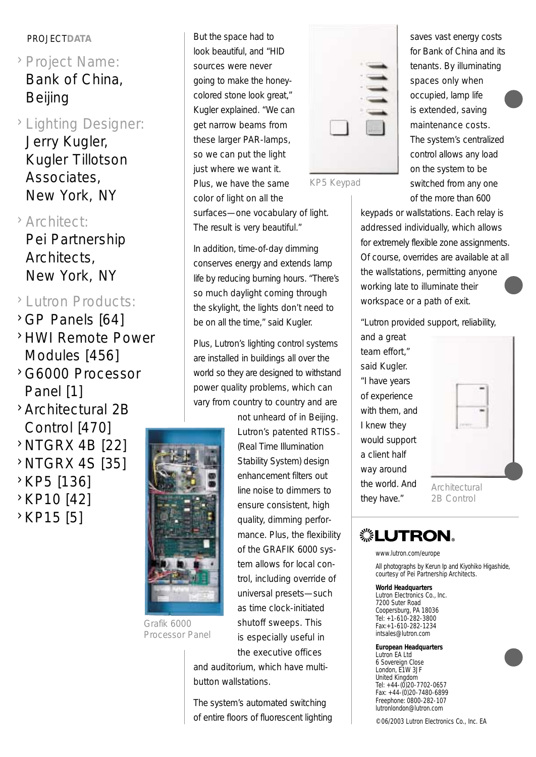PROJECT**DATA**

› Project Name:
Bank of China, Beijing

› Lighting Designer:
Jerry Kugler, Kugler Tillotson Associates, New York, NY

› Architect:
Pei Partnership Architects, New York, NY

› Lutron Products:

- GP Panels [64]
- HWI Remote Power Modules [456]
- G6000 Processor Panel [1]
- Architectural 2B Control [470]
- NTGRX 4B [22]
- NTGRX 4S [35]
- KP5 [136]
- KP10 [42]
- KP15 [5]

But the space had to look beautiful, and "HID sources were never going to make the honey-colored stone look great," Kugler explained. "We can get narrow beams from these larger PAR-lamps, so we can put the light just where we want it. Plus, we have the same color of light on all the surfaces—one vocabulary of light. The result is very beautiful."

KP5 Keypad

In addition, time-of-day dimming conserves energy and extends lamp life by reducing burning hours. "There's so much daylight coming through the skylight, the lights don't need to be on all the time," said Kugler.

Plus, Lutron's lighting control systems are installed in buildings all over the world so they are designed to withstand power quality problems, which can vary from country to country and are not unheard of in Beijing. Lutron's patented RTISS™ (Real Time Illumination Stability System) design enhancement filters out line noise to dimmers to ensure consistent, high quality, dimming performance. Plus, the flexibility of the GRAFIK 6000 system allows for local control, including override of universal presets—such as time clock-initiated shutoff sweeps. This is especially useful in the executive offices and auditorium, which have multi-button wallstations.

Grafik 6000 Processor Panel

The system's automated switching of entire floors of fluorescent lighting saves vast energy costs for Bank of China and its tenants. By illuminating spaces only when occupied, lamp life is extended, saving maintenance costs. The system's centralized control allows any load on the system to be switched from any one of the more than 600 keypads or wallstations. Each relay is addressed individually, which allows for extremely flexible zone assignments. Of course, overrides are available at all the wallstations, permitting anyone working late to illuminate their workspace or a path of exit.

"Lutron provided support, reliability, and a great team effort," said Kugler. "I have years of experience with them, and I knew they would support a client half way around the world. And they have."

Architectural 2B Control

**LUTRON**

www.lutron.com/europe

All photographs by Kerun Ip and Kiyohiko Higashide, courtesy of Pei Partnership Architects.

**World Headquarters**
Lutron Electronics Co., Inc.
7200 Suter Road
Coopersburg, PA 18036
Tel: +1-610-282-3800
Fax:+1-610-282-1234
intsales@lutron.com

**European Headquarters**
Lutron EA Ltd
6 Sovereign Close
London, E1W 3JF
United Kingdom
Tel: +44-(0)20-7702-0657
Fax: +44-(0)20-7480-6899
Freephone: 0800-282-107
lutronlondon@lutron.com

©06/2003 Lutron Electronics Co., Inc. EA